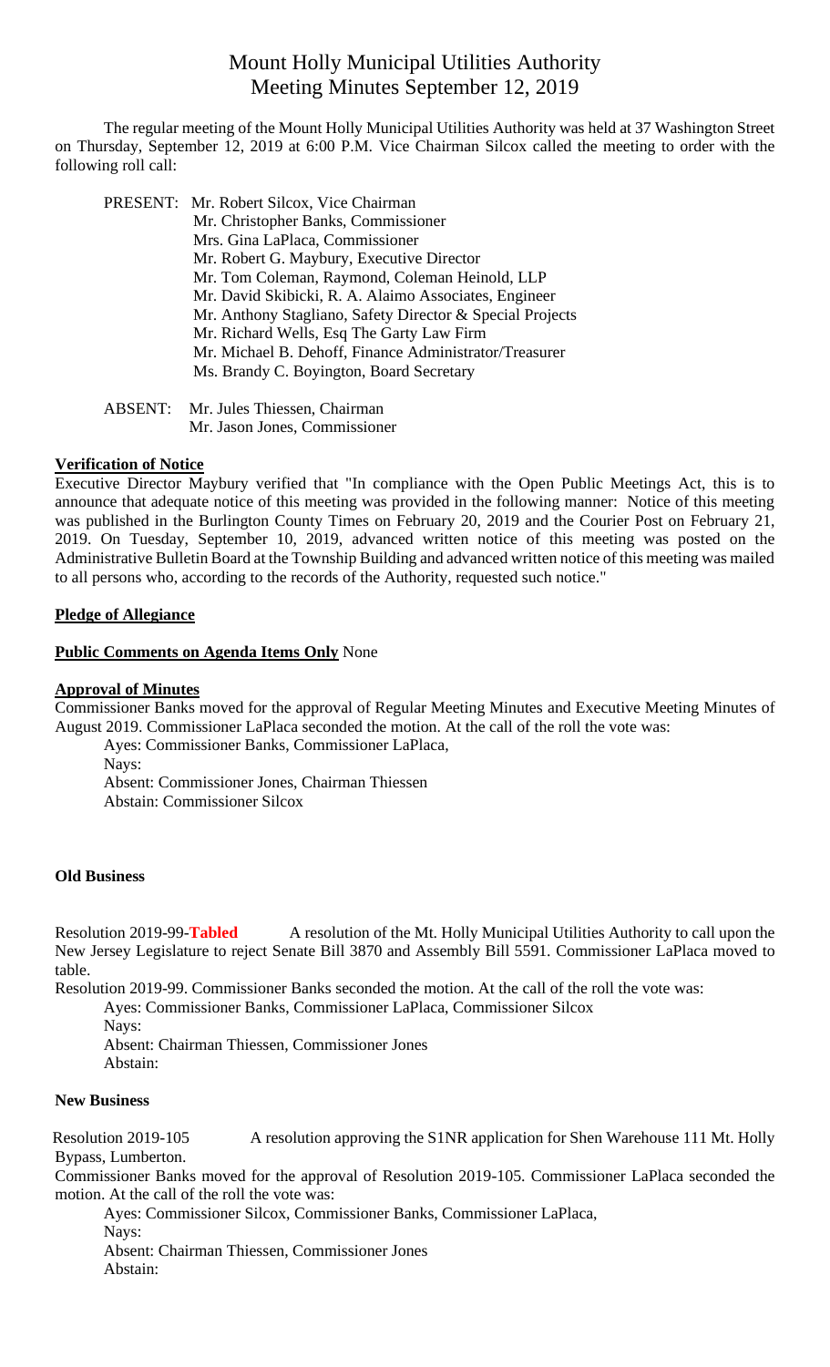# Mount Holly Municipal Utilities Authority
## Meeting Minutes September 12, 2019

The regular meeting of the Mount Holly Municipal Utilities Authority was held at 37 Washington Street on Thursday, September 12, 2019 at 6:00 P.M. Vice Chairman Silcox called the meeting to order with the following roll call:

PRESENT: Mr. Robert Silcox, Vice Chairman
Mr. Christopher Banks, Commissioner
Mrs. Gina LaPlaca, Commissioner
Mr. Robert G. Maybury, Executive Director
Mr. Tom Coleman, Raymond, Coleman Heinold, LLP
Mr. David Skibicki, R. A. Alaimo Associates, Engineer
Mr. Anthony Stagliano, Safety Director & Special Projects
Mr. Richard Wells, Esq The Garty Law Firm
Mr. Michael B. Dehoff, Finance Administrator/Treasurer
Ms. Brandy C. Boyington, Board Secretary

ABSENT: Mr. Jules Thiessen, Chairman
Mr. Jason Jones, Commissioner

**Verification of Notice**

Executive Director Maybury verified that "In compliance with the Open Public Meetings Act, this is to announce that adequate notice of this meeting was provided in the following manner: Notice of this meeting was published in the Burlington County Times on February 20, 2019 and the Courier Post on February 21, 2019. On Tuesday, September 10, 2019, advanced written notice of this meeting was posted on the Administrative Bulletin Board at the Township Building and advanced written notice of this meeting was mailed to all persons who, according to the records of the Authority, requested such notice."

**Pledge of Allegiance**

**Public Comments on Agenda Items Only** None

**Approval of Minutes**

Commissioner Banks moved for the approval of Regular Meeting Minutes and Executive Meeting Minutes of August 2019. Commissioner LaPlaca seconded the motion. At the call of the roll the vote was:

Ayes: Commissioner Banks, Commissioner LaPlaca,
Nays:
Absent: Commissioner Jones, Chairman Thiessen
Abstain: Commissioner Silcox

**Old Business**

Resolution 2019-99-**Tabled** A resolution of the Mt. Holly Municipal Utilities Authority to call upon the New Jersey Legislature to reject Senate Bill 3870 and Assembly Bill 5591. Commissioner LaPlaca moved to table.

Resolution 2019-99. Commissioner Banks seconded the motion. At the call of the roll the vote was:

Ayes: Commissioner Banks, Commissioner LaPlaca, Commissioner Silcox
Nays:
Absent: Chairman Thiessen, Commissioner Jones
Abstain:

**New Business**

Resolution 2019-105 A resolution approving the S1NR application for Shen Warehouse 111 Mt. Holly Bypass, Lumberton.

Commissioner Banks moved for the approval of Resolution 2019-105. Commissioner LaPlaca seconded the motion. At the call of the roll the vote was:

Ayes: Commissioner Silcox, Commissioner Banks, Commissioner LaPlaca,
Nays:
Absent: Chairman Thiessen, Commissioner Jones
Abstain: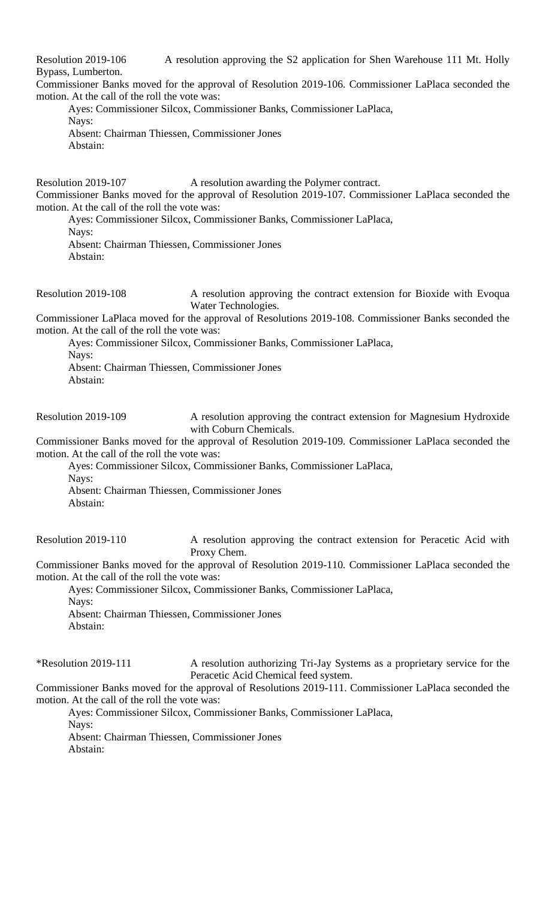Resolution 2019-106 A resolution approving the S2 application for Shen Warehouse 111 Mt. Holly Bypass, Lumberton.

Commissioner Banks moved for the approval of Resolution 2019-106. Commissioner LaPlaca seconded the motion. At the call of the roll the vote was:

Ayes: Commissioner Silcox, Commissioner Banks, Commissioner LaPlaca,
Nays:
Absent: Chairman Thiessen, Commissioner Jones
Abstain:

Resolution 2019-107 A resolution awarding the Polymer contract.

Commissioner Banks moved for the approval of Resolution 2019-107. Commissioner LaPlaca seconded the motion. At the call of the roll the vote was:

Ayes: Commissioner Silcox, Commissioner Banks, Commissioner LaPlaca,
Nays:
Absent: Chairman Thiessen, Commissioner Jones
Abstain:

Resolution 2019-108 A resolution approving the contract extension for Bioxide with Evoqua Water Technologies.

Commissioner LaPlaca moved for the approval of Resolutions 2019-108. Commissioner Banks seconded the motion. At the call of the roll the vote was:

Ayes: Commissioner Silcox, Commissioner Banks, Commissioner LaPlaca,
Nays:
Absent: Chairman Thiessen, Commissioner Jones
Abstain:

Resolution 2019-109 A resolution approving the contract extension for Magnesium Hydroxide with Coburn Chemicals.

Commissioner Banks moved for the approval of Resolution 2019-109. Commissioner LaPlaca seconded the motion. At the call of the roll the vote was:

Ayes: Commissioner Silcox, Commissioner Banks, Commissioner LaPlaca,
Nays:
Absent: Chairman Thiessen, Commissioner Jones
Abstain:

Resolution 2019-110 A resolution approving the contract extension for Peracetic Acid with Proxy Chem.

Commissioner Banks moved for the approval of Resolution 2019-110. Commissioner LaPlaca seconded the motion. At the call of the roll the vote was:

Ayes: Commissioner Silcox, Commissioner Banks, Commissioner LaPlaca,
Nays:
Absent: Chairman Thiessen, Commissioner Jones
Abstain:

*Resolution 2019-111 A resolution authorizing Tri-Jay Systems as a proprietary service for the Peracetic Acid Chemical feed system.

Commissioner Banks moved for the approval of Resolutions 2019-111. Commissioner LaPlaca seconded the motion. At the call of the roll the vote was:

Ayes: Commissioner Silcox, Commissioner Banks, Commissioner LaPlaca,
Nays:
Absent: Chairman Thiessen, Commissioner Jones
Abstain: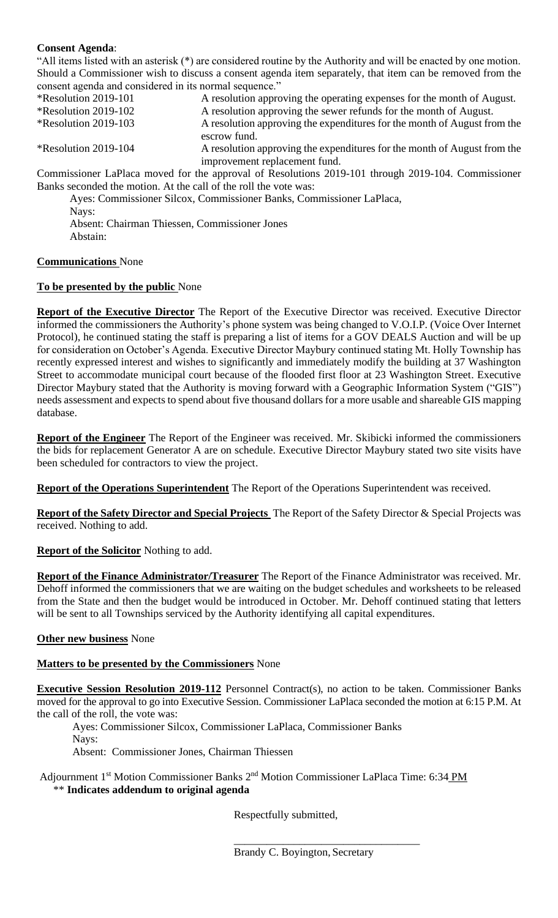**Consent Agenda**:

"All items listed with an asterisk (*) are considered routine by the Authority and will be enacted by one motion. Should a Commissioner wish to discuss a consent agenda item separately, that item can be removed from the consent agenda and considered in its normal sequence."

| | |
|---|---|
| *Resolution 2019-101 | A resolution approving the operating expenses for the month of August. |
| *Resolution 2019-102 | A resolution approving the sewer refunds for the month of August. |
| *Resolution 2019-103 | A resolution approving the expenditures for the month of August from the escrow fund. |
| *Resolution 2019-104 | A resolution approving the expenditures for the month of August from the improvement replacement fund. |

Commissioner LaPlaca moved for the approval of Resolutions 2019-101 through 2019-104. Commissioner Banks seconded the motion. At the call of the roll the vote was:

Ayes: Commissioner Silcox, Commissioner Banks, Commissioner LaPlaca,
Nays:
Absent: Chairman Thiessen, Commissioner Jones
Abstain:

**Communications** None

**To be presented by the public** None

**Report of the Executive Director** The Report of the Executive Director was received. Executive Director informed the commissioners the Authority's phone system was being changed to V.O.I.P. (Voice Over Internet Protocol), he continued stating the staff is preparing a list of items for a GOV DEALS Auction and will be up for consideration on October's Agenda. Executive Director Maybury continued stating Mt. Holly Township has recently expressed interest and wishes to significantly and immediately modify the building at 37 Washington Street to accommodate municipal court because of the flooded first floor at 23 Washington Street. Executive Director Maybury stated that the Authority is moving forward with a Geographic Information System ("GIS") needs assessment and expects to spend about five thousand dollars for a more usable and shareable GIS mapping database.

**Report of the Engineer** The Report of the Engineer was received. Mr. Skibicki informed the commissioners the bids for replacement Generator A are on schedule. Executive Director Maybury stated two site visits have been scheduled for contractors to view the project.

**Report of the Operations Superintendent** The Report of the Operations Superintendent was received.

**Report of the Safety Director and Special Projects** The Report of the Safety Director & Special Projects was received. Nothing to add.

**Report of the Solicitor** Nothing to add.

**Report of the Finance Administrator/Treasurer** The Report of the Finance Administrator was received. Mr. Dehoff informed the commissioners that we are waiting on the budget schedules and worksheets to be released from the State and then the budget would be introduced in October. Mr. Dehoff continued stating that letters will be sent to all Townships serviced by the Authority identifying all capital expenditures.

**Other new business** None

**Matters to be presented by the Commissioners** None

**Executive Session Resolution 2019-112** Personnel Contract(s), no action to be taken. Commissioner Banks moved for the approval to go into Executive Session. Commissioner LaPlaca seconded the motion at 6:15 P.M. At the call of the roll, the vote was:

Ayes: Commissioner Silcox, Commissioner LaPlaca, Commissioner Banks
Nays:
Absent: Commissioner Jones, Chairman Thiessen

Adjournment 1st Motion Commissioner Banks 2nd Motion Commissioner LaPlaca Time: 6:34 PM

** **Indicates addendum to original agenda**

Respectfully submitted,

\_\_\_\_\_\_\_\_\_\_\_\_\_\_\_\_\_\_\_\_\_\_\_\_\_\_\_\_\_\_\_\_\_\_

Brandy C. Boyington, Secretary